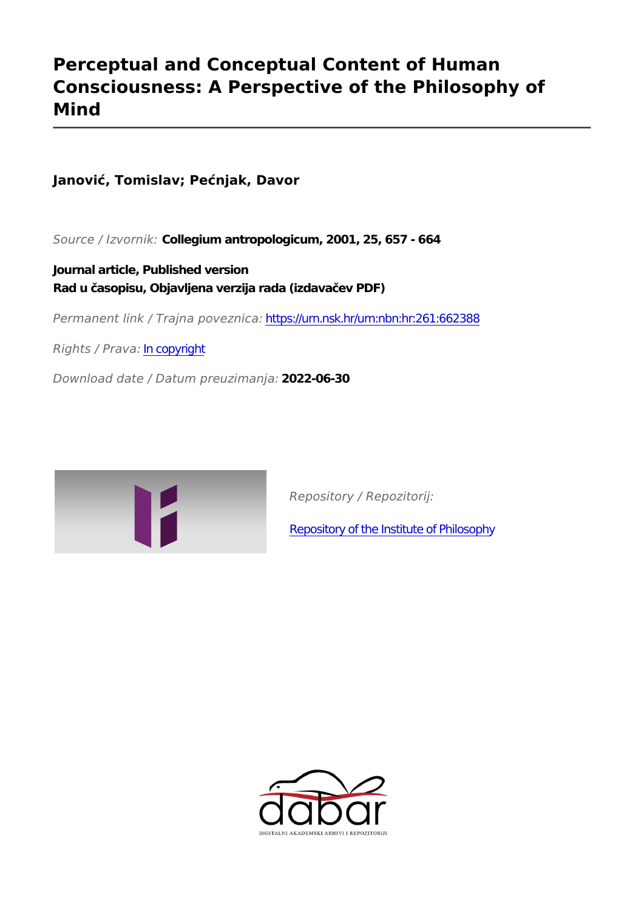# Perceptual and Conceptual Content of Human Consciousness: A Perspective of the Philosophy of Mind

**Janović, Tomislav; Pećnjak, Davor**

*Source / Izvornik:* **Collegium antropologicum, 2001, 25, 657 - 664**

**Journal article, Published version**
**Rad u časopisu, Objavljena verzija rada (izdavačev PDF)**

*Permanent link / Trajna poveznica:* https://urn.nsk.hr/urn:nbn:hr:261:662388

*Rights / Prava:* In copyright

*Download date / Datum preuzimanja:* **2022-06-30**

*Repository / Repozitorij:*

Repository of the Institute of Philosophy

DIGITALNI AKADEMSKI ARHIVI I REPOZITORIJI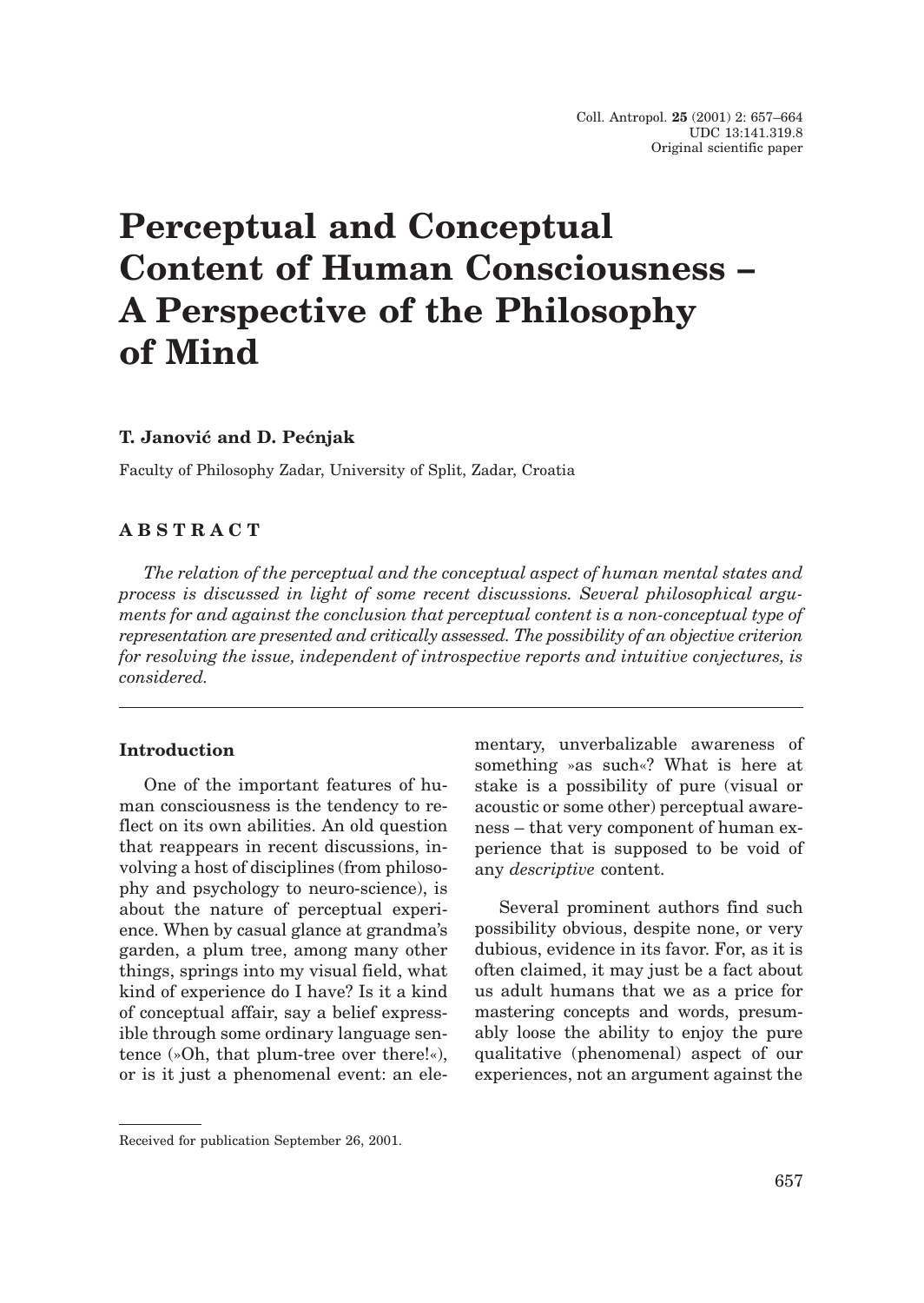# Perceptual and Conceptual Content of Human Consciousness – A Perspective of the Philosophy of Mind

**T. Janović and D. Pećnjak**

Faculty of Philosophy Zadar, University of Split, Zadar, Croatia

## A B S T R A C T

*The relation of the perceptual and the conceptual aspect of human mental states and process is discussed in light of some recent discussions. Several philosophical arguments for and against the conclusion that perceptual content is a non-conceptual type of representation are presented and critically assessed. The possibility of an objective criterion for resolving the issue, independent of introspective reports and intuitive conjectures, is considered.*

### Introduction

One of the important features of human consciousness is the tendency to reflect on its own abilities. An old question that reappears in recent discussions, involving a host of disciplines (from philosophy and psychology to neuro-science), is about the nature of perceptual experience. When by casual glance at grandma's garden, a plum tree, among many other things, springs into my visual field, what kind of experience do I have? Is it a kind of conceptual affair, say a belief expressible through some ordinary language sentence (»Oh, that plum-tree over there!«), or is it just a phenomenal event: an elementary, unverbalizable awareness of something »as such«? What is here at stake is a possibility of pure (visual or acoustic or some other) perceptual awareness – that very component of human experience that is supposed to be void of any *descriptive* content.

Several prominent authors find such possibility obvious, despite none, or very dubious, evidence in its favor. For, as it is often claimed, it may just be a fact about us adult humans that we as a price for mastering concepts and words, presumably loose the ability to enjoy the pure qualitative (phenomenal) aspect of our experiences, not an argument against the

Received for publication September 26, 2001.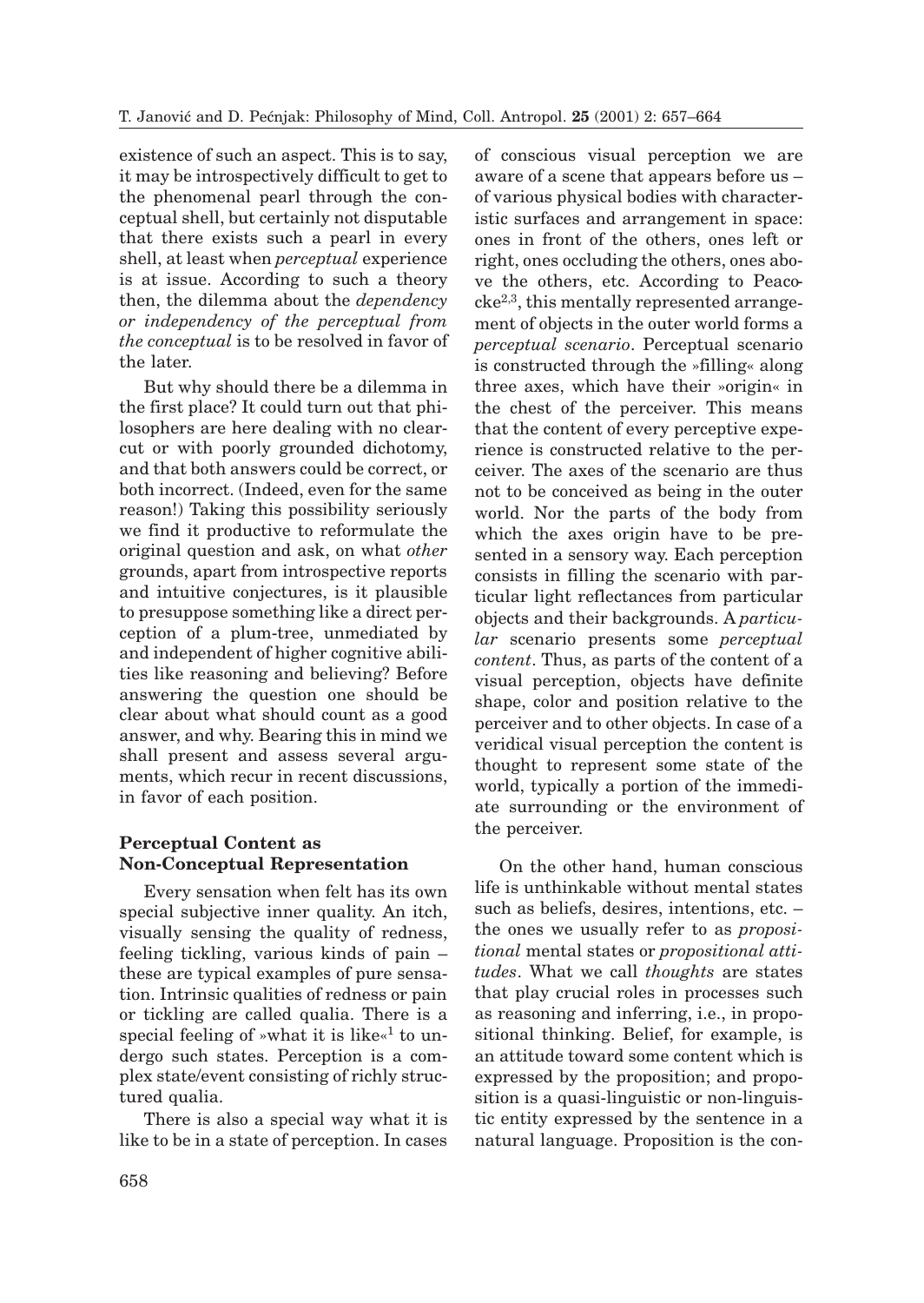existence of such an aspect. This is to say, it may be introspectively difficult to get to the phenomenal pearl through the conceptual shell, but certainly not disputable that there exists such a pearl in every shell, at least when *perceptual* experience is at issue. According to such a theory then, the dilemma about the *dependency or independency of the perceptual from the conceptual* is to be resolved in favor of the later.

But why should there be a dilemma in the first place? It could turn out that philosophers are here dealing with no clear-cut or with poorly grounded dichotomy, and that both answers could be correct, or both incorrect. (Indeed, even for the same reason!) Taking this possibility seriously we find it productive to reformulate the original question and ask, on what *other* grounds, apart from introspective reports and intuitive conjectures, is it plausible to presuppose something like a direct perception of a plum-tree, unmediated by and independent of higher cognitive abilities like reasoning and believing? Before answering the question one should be clear about what should count as a good answer, and why. Bearing this in mind we shall present and assess several arguments, which recur in recent discussions, in favor of each position.

## Perceptual Content as Non-Conceptual Representation

Every sensation when felt has its own special subjective inner quality. An itch, visually sensing the quality of redness, feeling tickling, various kinds of pain – these are typical examples of pure sensation. Intrinsic qualities of redness or pain or tickling are called qualia. There is a special feeling of »what it is like«[1] to undergo such states. Perception is a complex state/event consisting of richly structured qualia.

There is also a special way what it is like to be in a state of perception. In cases of conscious visual perception we are aware of a scene that appears before us – of various physical bodies with characteristic surfaces and arrangement in space: ones in front of the others, ones left or right, ones occluding the others, ones above the others, etc. According to Peacocke[2,3], this mentally represented arrangement of objects in the outer world forms a *perceptual scenario*. Perceptual scenario is constructed through the »filling« along three axes, which have their »origin« in the chest of the perceiver. This means that the content of every perceptive experience is constructed relative to the perceiver. The axes of the scenario are thus not to be conceived as being in the outer world. Nor the parts of the body from which the axes origin have to be presented in a sensory way. Each perception consists in filling the scenario with particular light reflectances from particular objects and their backgrounds. A *particular* scenario presents some *perceptual content*. Thus, as parts of the content of a visual perception, objects have definite shape, color and position relative to the perceiver and to other objects. In case of a veridical visual perception the content is thought to represent some state of the world, typically a portion of the immediate surrounding or the environment of the perceiver.

On the other hand, human conscious life is unthinkable without mental states such as beliefs, desires, intentions, etc. – the ones we usually refer to as *propositional* mental states or *propositional attitudes*. What we call *thoughts* are states that play crucial roles in processes such as reasoning and inferring, i.e., in propositional thinking. Belief, for example, is an attitude toward some content which is expressed by the proposition; and proposition is a quasi-linguistic or non-linguistic entity expressed by the sentence in a natural language. Proposition is the con-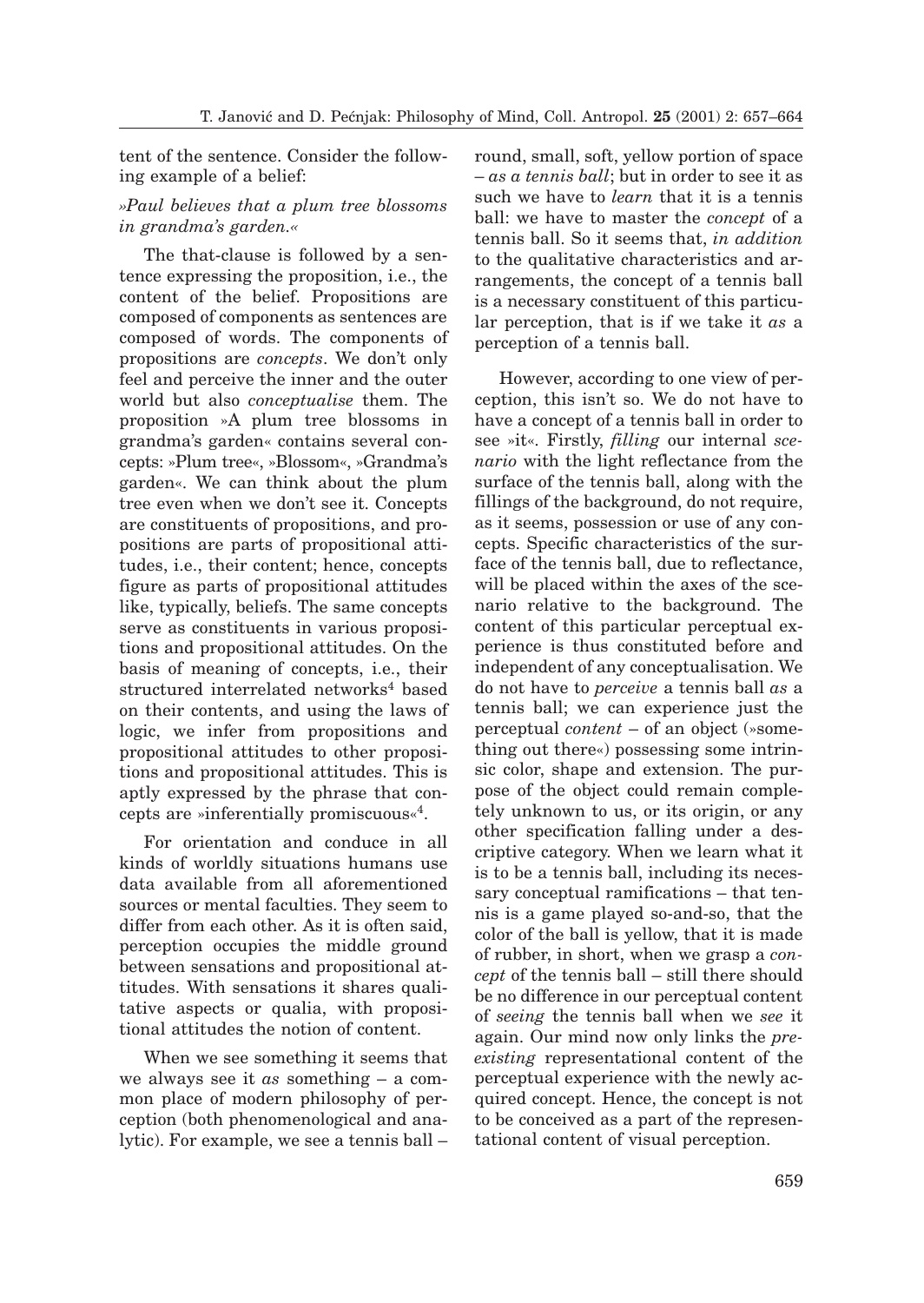tent of the sentence. Consider the following example of a belief:

*»Paul believes that a plum tree blossoms in grandma's garden.«*

The that-clause is followed by a sentence expressing the proposition, i.e., the content of the belief. Propositions are composed of components as sentences are composed of words. The components of propositions are *concepts*. We don't only feel and perceive the inner and the outer world but also *conceptualise* them. The proposition »A plum tree blossoms in grandma's garden« contains several concepts: »Plum tree«, »Blossom«, »Grandma's garden«. We can think about the plum tree even when we don't see it. Concepts are constituents of propositions, and propositions are parts of propositional attitudes, i.e., their content; hence, concepts figure as parts of propositional attitudes like, typically, beliefs. The same concepts serve as constituents in various propositions and propositional attitudes. On the basis of meaning of concepts, i.e., their structured interrelated networks[4] based on their contents, and using the laws of logic, we infer from propositions and propositional attitudes to other propositions and propositional attitudes. This is aptly expressed by the phrase that concepts are »inferentially promiscuous«[4].

For orientation and conduce in all kinds of worldly situations humans use data available from all aforementioned sources or mental faculties. They seem to differ from each other. As it is often said, perception occupies the middle ground between sensations and propositional attitudes. With sensations it shares qualitative aspects or qualia, with propositional attitudes the notion of content.

When we see something it seems that we always see it *as* something – a common place of modern philosophy of perception (both phenomenological and analytic). For example, we see a tennis ball – round, small, soft, yellow portion of space – *as a tennis ball*; but in order to see it as such we have to *learn* that it is a tennis ball: we have to master the *concept* of a tennis ball. So it seems that, *in addition* to the qualitative characteristics and arrangements, the concept of a tennis ball is a necessary constituent of this particular perception, that is if we take it *as* a perception of a tennis ball.

However, according to one view of perception, this isn't so. We do not have to have a concept of a tennis ball in order to see »it«. Firstly, *filling* our internal *scenario* with the light reflectance from the surface of the tennis ball, along with the fillings of the background, do not require, as it seems, possession or use of any concepts. Specific characteristics of the surface of the tennis ball, due to reflectance, will be placed within the axes of the scenario relative to the background. The content of this particular perceptual experience is thus constituted before and independent of any conceptualisation. We do not have to *perceive* a tennis ball *as* a tennis ball; we can experience just the perceptual *content* – of an object (»something out there«) possessing some intrinsic color, shape and extension. The purpose of the object could remain completely unknown to us, or its origin, or any other specification falling under a descriptive category. When we learn what it is to be a tennis ball, including its necessary conceptual ramifications – that tennis is a game played so-and-so, that the color of the ball is yellow, that it is made of rubber, in short, when we grasp a *concept* of the tennis ball – still there should be no difference in our perceptual content of *seeing* the tennis ball when we *see* it again. Our mind now only links the *preexisting* representational content of the perceptual experience with the newly acquired concept. Hence, the concept is not to be conceived as a part of the representational content of visual perception.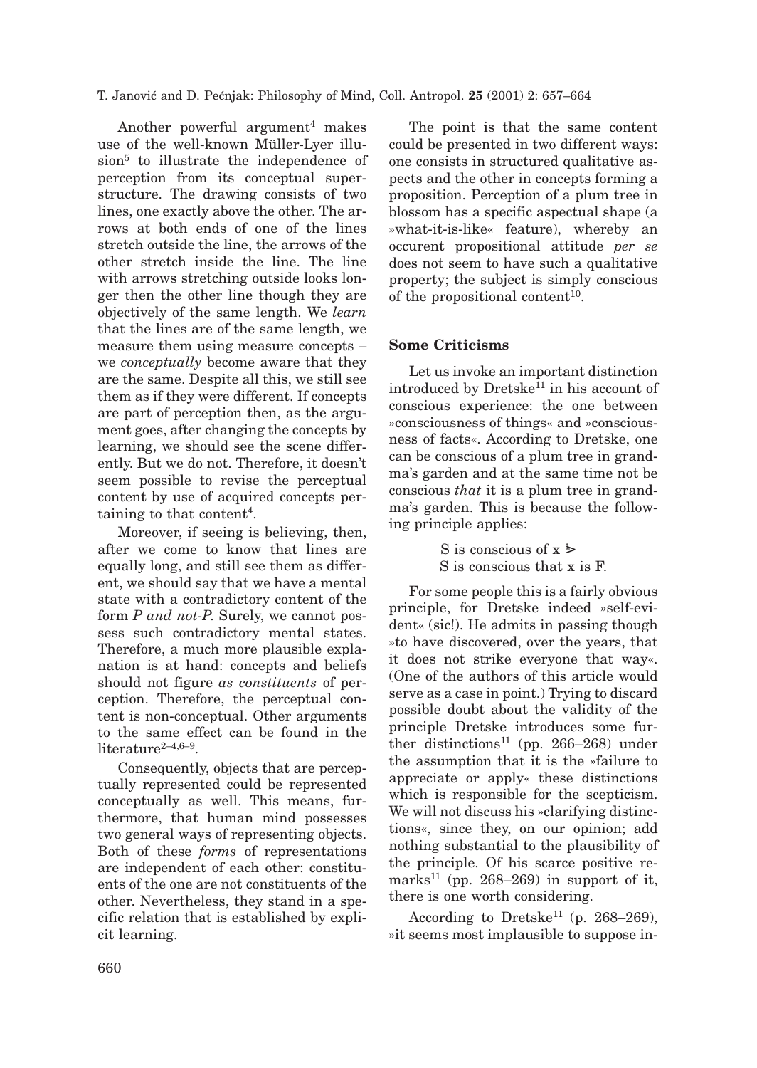Another powerful argument[4] makes use of the well-known Müller-Lyer illusion[5] to illustrate the independence of perception from its conceptual superstructure. The drawing consists of two lines, one exactly above the other. The arrows at both ends of one of the lines stretch outside the line, the arrows of the other stretch inside the line. The line with arrows stretching outside looks longer then the other line though they are objectively of the same length. We *learn* that the lines are of the same length, we measure them using measure concepts – we *conceptually* become aware that they are the same. Despite all this, we still see them as if they were different. If concepts are part of perception then, as the argument goes, after changing the concepts by learning, we should see the scene differently. But we do not. Therefore, it doesn't seem possible to revise the perceptual content by use of acquired concepts pertaining to that content[4].

Moreover, if seeing is believing, then, after we come to know that lines are equally long, and still see them as different, we should say that we have a mental state with a contradictory content of the form *P and not-P*. Surely, we cannot possess such contradictory mental states. Therefore, a much more plausible explanation is at hand: concepts and beliefs should not figure *as constituents* of perception. Therefore, the perceptual content is non-conceptual. Other arguments to the same effect can be found in the literature[2–4,6–9].

Consequently, objects that are perceptually represented could be represented conceptually as well. This means, furthermore, that human mind possesses two general ways of representing objects. Both of these *forms* of representations are independent of each other: constituents of the one are not constituents of the other. Nevertheless, they stand in a specific relation that is established by explicit learning.

The point is that the same content could be presented in two different ways: one consists in structured qualitative aspects and the other in concepts forming a proposition. Perception of a plum tree in blossom has a specific aspectual shape (a »what-it-is-like« feature), whereby an occurent propositional attitude *per se* does not seem to have such a qualitative property; the subject is simply conscious of the propositional content[10].

## Some Criticisms

Let us invoke an important distinction introduced by Dretske[11] in his account of conscious experience: the one between »consciousness of things« and »consciousness of facts«. According to Dretske, one can be conscious of a plum tree in grandma's garden and at the same time not be conscious *that* it is a plum tree in grandma's garden. This is because the following principle applies:

$$\text{S is conscious of x} \not\Rightarrow \text{S is conscious that x is F.}$$

For some people this is a fairly obvious principle, for Dretske indeed »self-evident« (sic!). He admits in passing though »to have discovered, over the years, that it does not strike everyone that way«. (One of the authors of this article would serve as a case in point.) Trying to discard possible doubt about the validity of the principle Dretske introduces some further distinctions[11] (pp. 266–268) under the assumption that it is the »failure to appreciate or apply« these distinctions which is responsible for the scepticism. We will not discuss his »clarifying distinctions«, since they, on our opinion; add nothing substantial to the plausibility of the principle. Of his scarce positive remarks[11] (pp. 268–269) in support of it, there is one worth considering.

According to Dretske[11] (p. 268–269), »it seems most implausible to suppose in-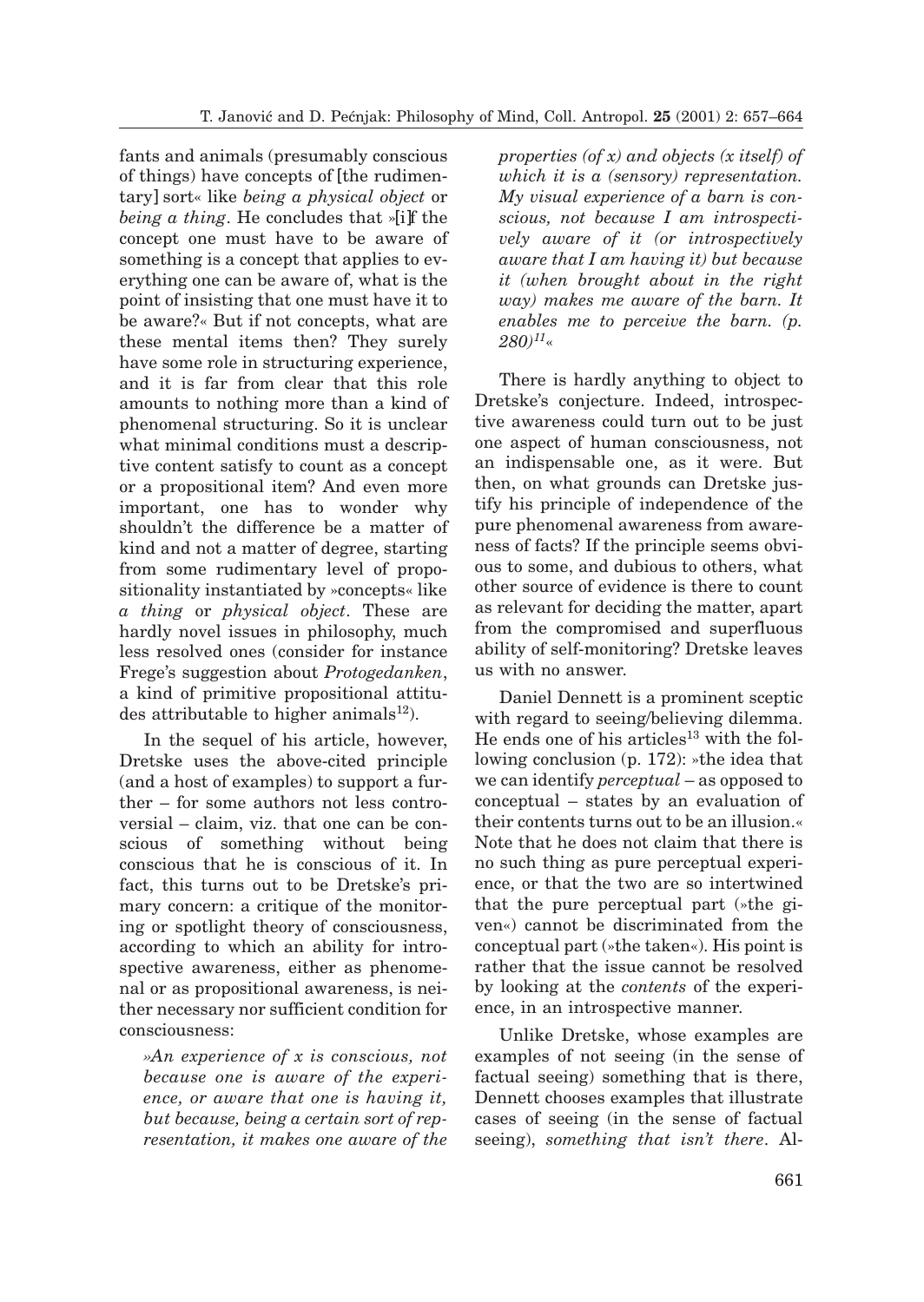fants and animals (presumably conscious of things) have concepts of [the rudimentary] sort« like *being a physical object* or *being a thing*. He concludes that »[i]f the concept one must have to be aware of something is a concept that applies to everything one can be aware of, what is the point of insisting that one must have it to be aware?« But if not concepts, what are these mental items then? They surely have some role in structuring experience, and it is far from clear that this role amounts to nothing more than a kind of phenomenal structuring. So it is unclear what minimal conditions must a descriptive content satisfy to count as a concept or a propositional item? And even more important, one has to wonder why shouldn't the difference be a matter of kind and not a matter of degree, starting from some rudimentary level of propositionality instantiated by »concepts« like *a thing* or *physical object*. These are hardly novel issues in philosophy, much less resolved ones (consider for instance Frege's suggestion about *Protogedanken*, a kind of primitive propositional attitudes attributable to higher animals[12]).

In the sequel of his article, however, Dretske uses the above-cited principle (and a host of examples) to support a further – for some authors not less controversial – claim, viz. that one can be conscious of something without being conscious that he is conscious of it. In fact, this turns out to be Dretske's primary concern: a critique of the monitoring or spotlight theory of consciousness, according to which an ability for introspective awareness, either as phenomenal or as propositional awareness, is neither necessary nor sufficient condition for consciousness:

*»An experience of x is conscious, not because one is aware of the experience, or aware that one is having it, but because, being a certain sort of representation, it makes one aware of the properties (of x) and objects (x itself) of which it is a (sensory) representation. My visual experience of a barn is conscious, not because I am introspectively aware of it (or introspectively aware that I am having it) but because it (when brought about in the right way) makes me aware of the barn. It enables me to perceive the barn. (p. 280)*[11]«

There is hardly anything to object to Dretske's conjecture. Indeed, introspective awareness could turn out to be just one aspect of human consciousness, not an indispensable one, as it were. But then, on what grounds can Dretske justify his principle of independence of the pure phenomenal awareness from awareness of facts? If the principle seems obvious to some, and dubious to others, what other source of evidence is there to count as relevant for deciding the matter, apart from the compromised and superfluous ability of self-monitoring? Dretske leaves us with no answer.

Daniel Dennett is a prominent sceptic with regard to seeing/believing dilemma. He ends one of his articles[13] with the following conclusion (p. 172): »the idea that we can identify *perceptual* – as opposed to conceptual – states by an evaluation of their contents turns out to be an illusion.« Note that he does not claim that there is no such thing as pure perceptual experience, or that the two are so intertwined that the pure perceptual part (»the given«) cannot be discriminated from the conceptual part (»the taken«). His point is rather that the issue cannot be resolved by looking at the *contents* of the experience, in an introspective manner.

Unlike Dretske, whose examples are examples of not seeing (in the sense of factual seeing) something that is there, Dennett chooses examples that illustrate cases of seeing (in the sense of factual seeing), *something that isn't there*. Al-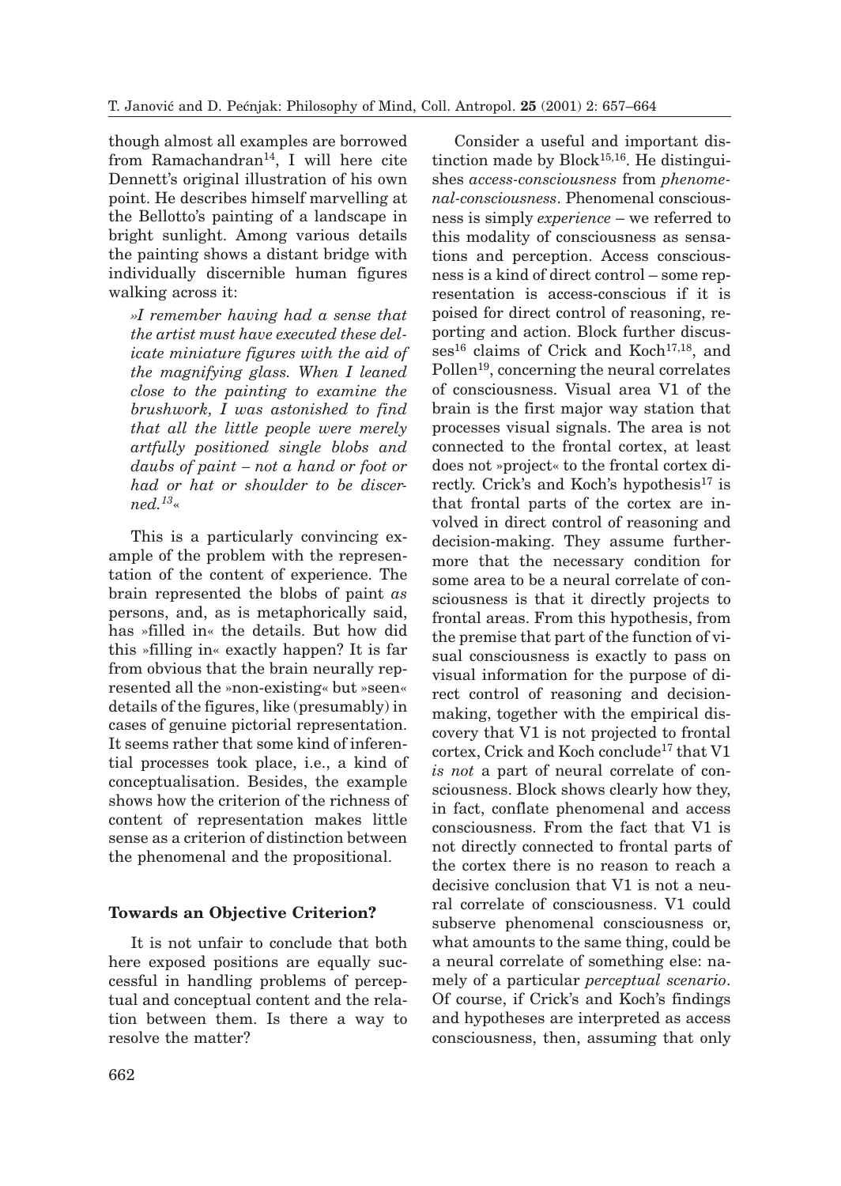though almost all examples are borrowed from Ramachandran[14], I will here cite Dennett's original illustration of his own point. He describes himself marvelling at the Bellotto's painting of a landscape in bright sunlight. Among various details the painting shows a distant bridge with individually discernible human figures walking across it:

> *»I remember having had a sense that the artist must have executed these delicate miniature figures with the aid of the magnifying glass. When I leaned close to the painting to examine the brushwork, I was astonished to find that all the little people were merely artfully positioned single blobs and daubs of paint – not a hand or foot or had or hat or shoulder to be discerned.[13]*«

This is a particularly convincing example of the problem with the representation of the content of experience. The brain represented the blobs of paint *as* persons, and, as is metaphorically said, has »filled in« the details. But how did this »filling in« exactly happen? It is far from obvious that the brain neurally represented all the »non-existing« but »seen« details of the figures, like (presumably) in cases of genuine pictorial representation. It seems rather that some kind of inferential processes took place, i.e., a kind of conceptualisation. Besides, the example shows how the criterion of the richness of content of representation makes little sense as a criterion of distinction between the phenomenal and the propositional.

## Towards an Objective Criterion?

It is not unfair to conclude that both here exposed positions are equally successful in handling problems of perceptual and conceptual content and the relation between them. Is there a way to resolve the matter?

Consider a useful and important distinction made by Block[15,16]. He distinguishes *access-consciousness* from *phenomenal-consciousness*. Phenomenal consciousness is simply *experience* – we referred to this modality of consciousness as sensations and perception. Access consciousness is a kind of direct control – some representation is access-conscious if it is poised for direct control of reasoning, reporting and action. Block further discusses[16] claims of Crick and Koch[17,18], and Pollen[19], concerning the neural correlates of consciousness. Visual area V1 of the brain is the first major way station that processes visual signals. The area is not connected to the frontal cortex, at least does not »project« to the frontal cortex directly. Crick's and Koch's hypothesis[17] is that frontal parts of the cortex are involved in direct control of reasoning and decision-making. They assume furthermore that the necessary condition for some area to be a neural correlate of consciousness is that it directly projects to frontal areas. From this hypothesis, from the premise that part of the function of visual consciousness is exactly to pass on visual information for the purpose of direct control of reasoning and decision-making, together with the empirical discovery that V1 is not projected to frontal cortex, Crick and Koch conclude[17] that V1 *is not* a part of neural correlate of consciousness. Block shows clearly how they, in fact, conflate phenomenal and access consciousness. From the fact that V1 is not directly connected to frontal parts of the cortex there is no reason to reach a decisive conclusion that V1 is not a neural correlate of consciousness. V1 could subserve phenomenal consciousness or, what amounts to the same thing, could be a neural correlate of something else: namely of a particular *perceptual scenario*. Of course, if Crick's and Koch's findings and hypotheses are interpreted as access consciousness, then, assuming that only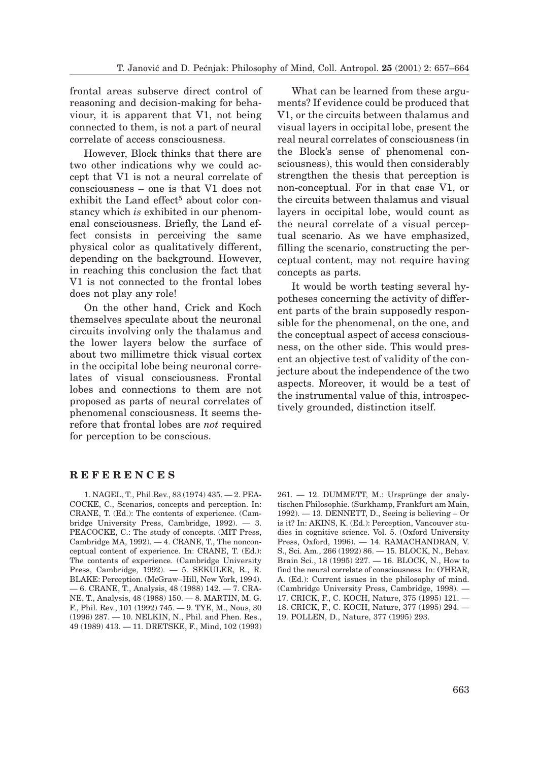frontal areas subserve direct control of reasoning and decision-making for behaviour, it is apparent that V1, not being connected to them, is not a part of neural correlate of access consciousness.

However, Block thinks that there are two other indications why we could accept that V1 is not a neural correlate of consciousness – one is that V1 does not exhibit the Land effect[5] about color constancy which *is* exhibited in our phenomenal consciousness. Briefly, the Land effect consists in perceiving the same physical color as qualitatively different, depending on the background. However, in reaching this conclusion the fact that V1 is not connected to the frontal lobes does not play any role!

On the other hand, Crick and Koch themselves speculate about the neuronal circuits involving only the thalamus and the lower layers below the surface of about two millimetre thick visual cortex in the occipital lobe being neuronal correlates of visual consciousness. Frontal lobes and connections to them are not proposed as parts of neural correlates of phenomenal consciousness. It seems therefore that frontal lobes are *not* required for perception to be conscious.

What can be learned from these arguments? If evidence could be produced that V1, or the circuits between thalamus and visual layers in occipital lobe, present the real neural correlates of consciousness (in the Block's sense of phenomenal consciousness), this would then considerably strengthen the thesis that perception is non-conceptual. For in that case V1, or the circuits between thalamus and visual layers in occipital lobe, would count as the neural correlate of a visual perceptual scenario. As we have emphasized, filling the scenario, constructing the perceptual content, may not require having concepts as parts.

It would be worth testing several hypotheses concerning the activity of different parts of the brain supposedly responsible for the phenomenal, on the one, and the conceptual aspect of access consciousness, on the other side. This would present an objective test of validity of the conjecture about the independence of the two aspects. Moreover, it would be a test of the instrumental value of this, introspectively grounded, distinction itself.

## REFERENCES

1. NAGEL, T., Phil.Rev., 83 (1974) 435. — 2. PEACOCKE, C., Scenarios, concepts and perception. In: CRANE, T. (Ed.): The contents of experience. (Cambridge University Press, Cambridge, 1992). — 3. PEACOCKE, C.: The study of concepts. (MIT Press, Cambridge MA, 1992). — 4. CRANE, T., The nonconceptual content of experience. In: CRANE, T. (Ed.): The contents of experience. (Cambridge University Press, Cambridge, 1992). — 5. SEKULER, R., R. BLAKE: Perception. (McGraw–Hill, New York, 1994). — 6. CRANE, T., Analysis, 48 (1988) 142. — 7. CRANE, T., Analysis, 48 (1988) 150. — 8. MARTIN, M. G. F., Phil. Rev., 101 (1992) 745. — 9. TYE, M., Nous, 30 (1996) 287. — 10. NELKIN, N., Phil. and Phen. Res., 49 (1989) 413. — 11. DRETSKE, F., Mind, 102 (1993) 261. — 12. DUMMETT, M.: Ursprünge der analytischen Philosophie. (Surkhamp, Frankfurt am Main, 1992). — 13. DENNETT, D., Seeing is believing – Or is it? In: AKINS, K. (Ed.): Perception, Vancouver studies in cognitive science. Vol. 5. (Oxford University Press, Oxford, 1996). — 14. RAMACHANDRAN, V. S., Sci. Am., 266 (1992) 86. — 15. BLOCK, N., Behav. Brain Sci., 18 (1995) 227. — 16. BLOCK, N., How to find the neural correlate of consciousness. In: O'HEAR, A. (Ed.): Current issues in the philosophy of mind. (Cambridge University Press, Cambridge, 1998). — 17. CRICK, F., C. KOCH, Nature, 375 (1995) 121. — 18. CRICK, F., C. KOCH, Nature, 377 (1995) 294. — 19. POLLEN, D., Nature, 377 (1995) 293.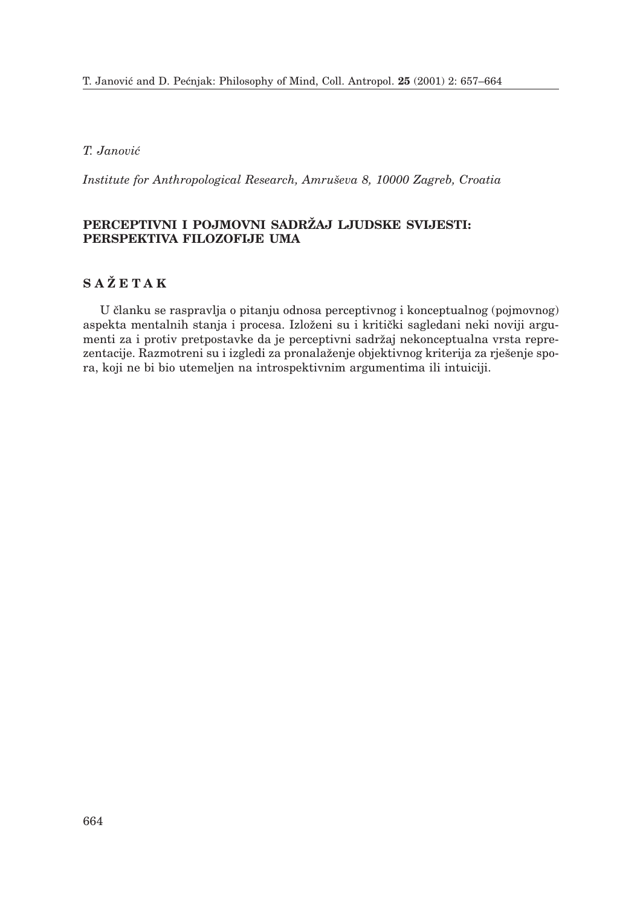*T. Janović*

*Institute for Anthropological Research, Amruševa 8, 10000 Zagreb, Croatia*

## PERCEPTIVNI I POJMOVNI SADRŽAJ LJUDSKE SVIJESTI: PERSPEKTIVA FILOZOFIJE UMA

### SAŽETAK

U članku se raspravlja o pitanju odnosa perceptivnog i konceptualnog (pojmovnog) aspekta mentalnih stanja i procesa. Izloženi su i kritički sagledani neki noviji argumenti za i protiv pretpostavke da je perceptivni sadržaj nekonceptualna vrsta reprezentacije. Razmotreni su i izgledi za pronalaženje objektivnog kriterija za rješenje spora, koji ne bi bio utemeljen na introspektivnim argumentima ili intuiciji.